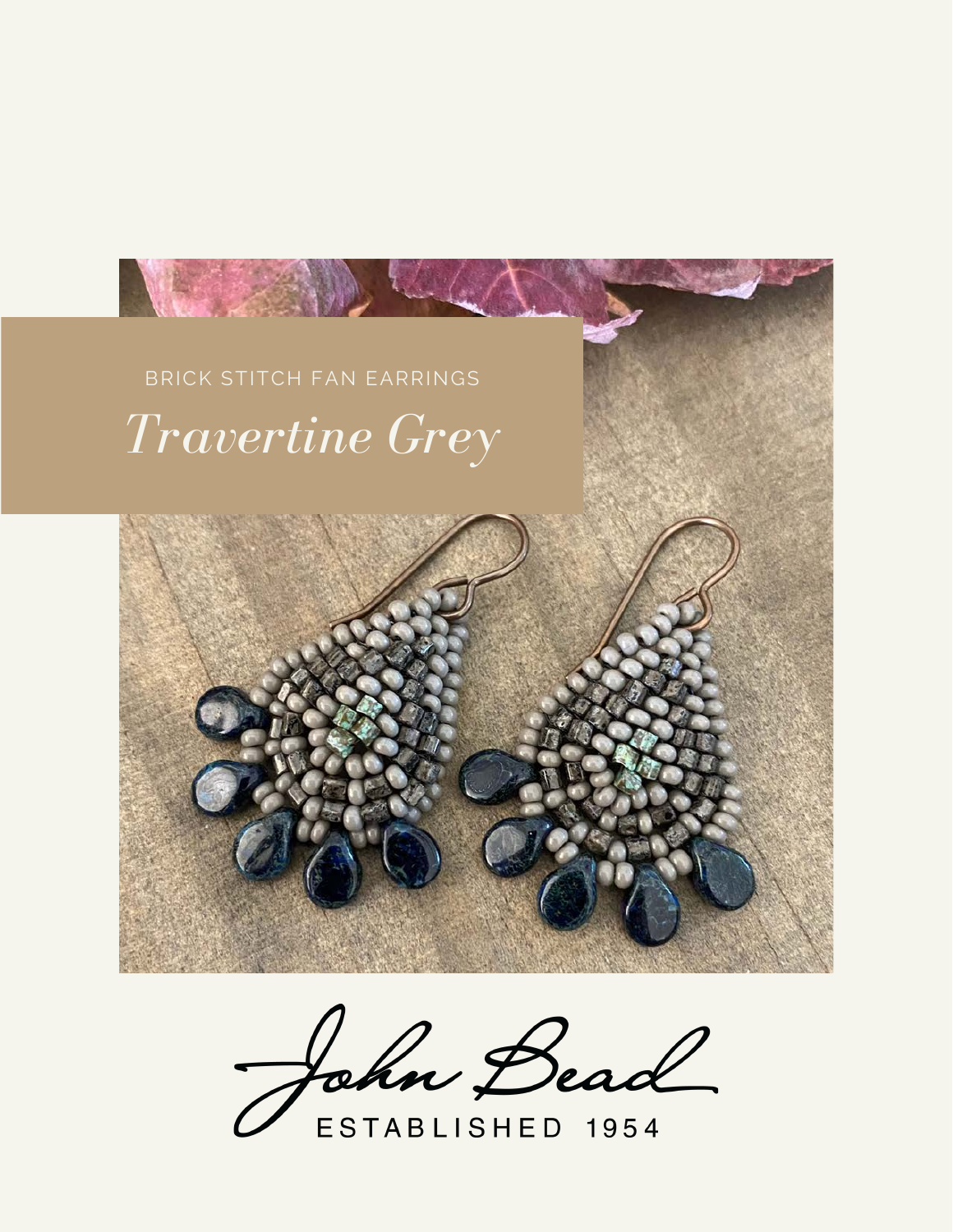BRICK STITCH FAN EARRINGS

# *Travertine Grey*

John Bead

ESTABLISHED 1954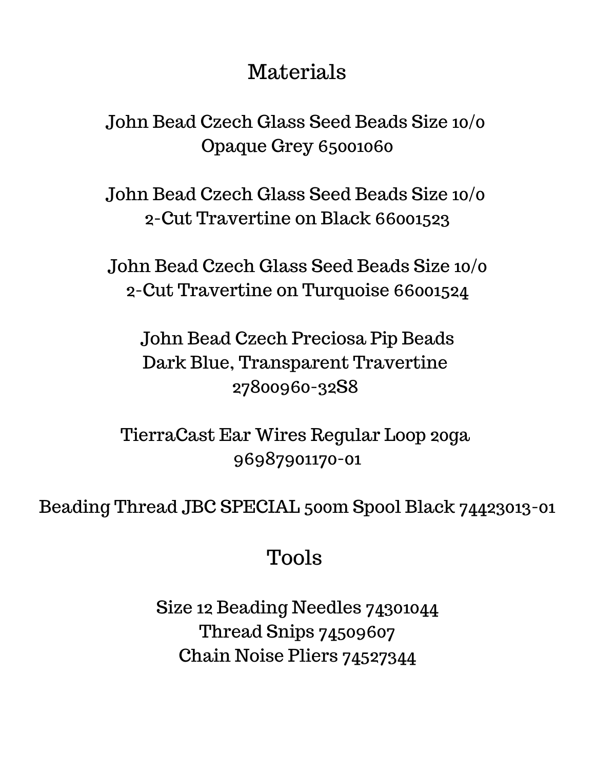## Materials

John Bead Czech Glass Seed Beads Size 10/0
Opaque Grey 65001060

John Bead Czech Glass Seed Beads Size 10/0
2-Cut Travertine on Black 66001523

John Bead Czech Glass Seed Beads Size 10/0
2-Cut Travertine on Turquoise 66001524

John Bead Czech Preciosa Pip Beads
Dark Blue, Transparent Travertine
27800960-32S8

TierraCast Ear Wires Regular Loop 20ga
96987901170-01

Beading Thread JBC SPECIAL 500m Spool Black 74423013-01

## Tools

Size 12 Beading Needles 74301044
Thread Snips 74509607
Chain Noise Pliers 74527344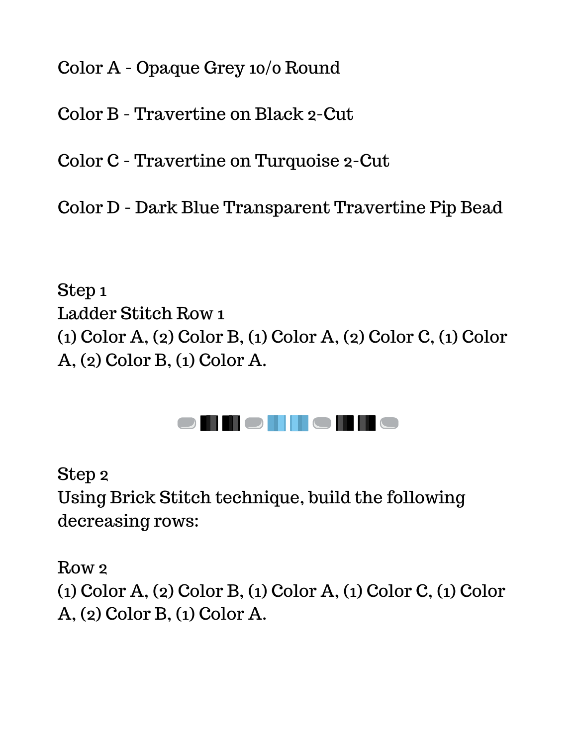Color A - Opaque Grey 10/0 Round

Color B - Travertine on Black 2-Cut

Color C - Travertine on Turquoise 2-Cut

Color D - Dark Blue Transparent Travertine Pip Bead

Step 1
Ladder Stitch Row 1
(1) Color A, (2) Color B, (1) Color A, (2) Color C, (1) Color A, (2) Color B, (1) Color A.

Step 2
Using Brick Stitch technique, build the following decreasing rows:

Row 2
(1) Color A, (2) Color B, (1) Color A, (1) Color C, (1) Color A, (2) Color B, (1) Color A.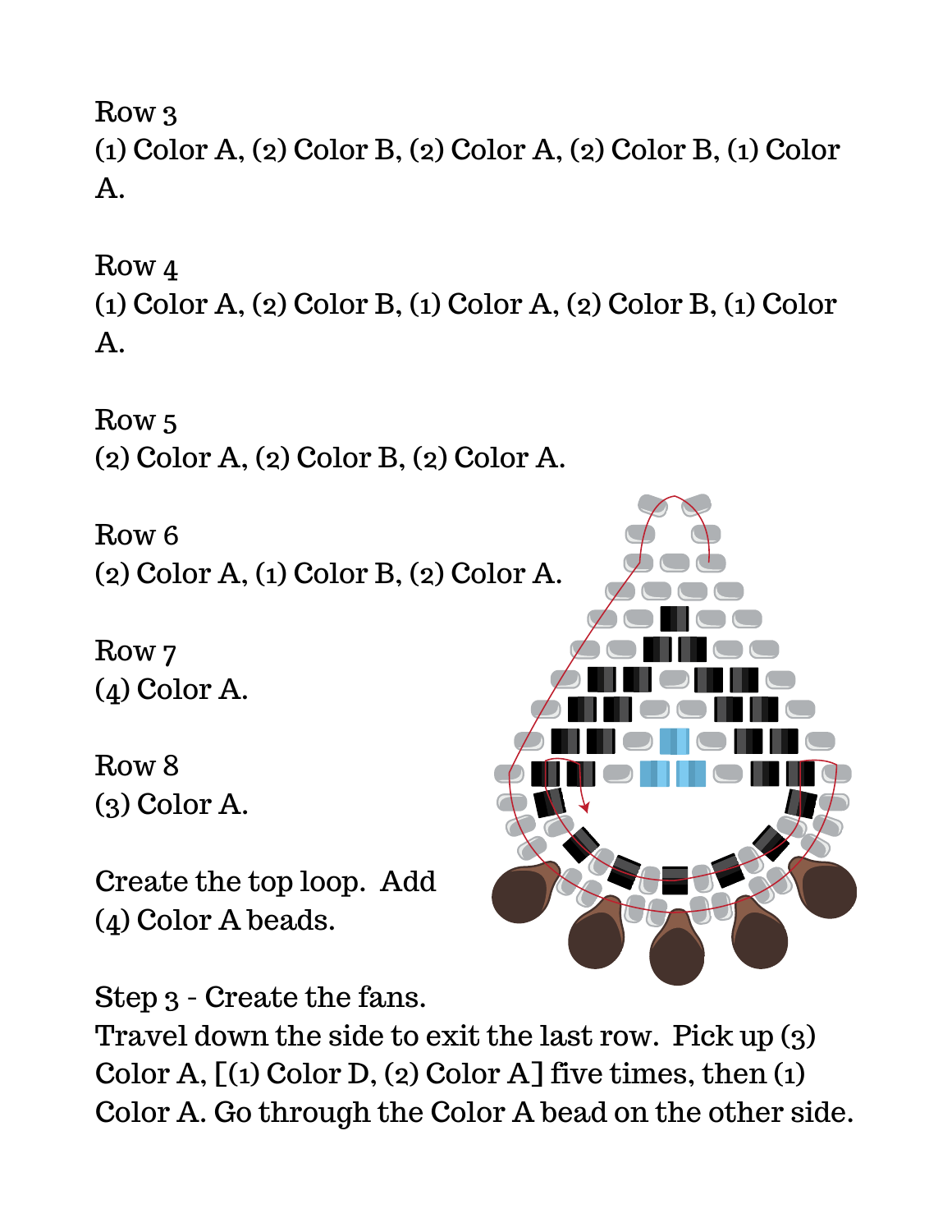Row 3
(1) Color A, (2) Color B, (2) Color A, (2) Color B, (1) Color A.

Row 4
(1) Color A, (2) Color B, (1) Color A, (2) Color B, (1) Color A.

Row 5
(2) Color A, (2) Color B, (2) Color A.

Row 6
(2) Color A, (1) Color B, (2) Color A.

Row 7
(4) Color A.

Row 8
(3) Color A.

Create the top loop. Add (4) Color A beads.

Step 3 - Create the fans.
Travel down the side to exit the last row. Pick up (3) Color A, [(1) Color D, (2) Color A] five times, then (1) Color A. Go through the Color A bead on the other side.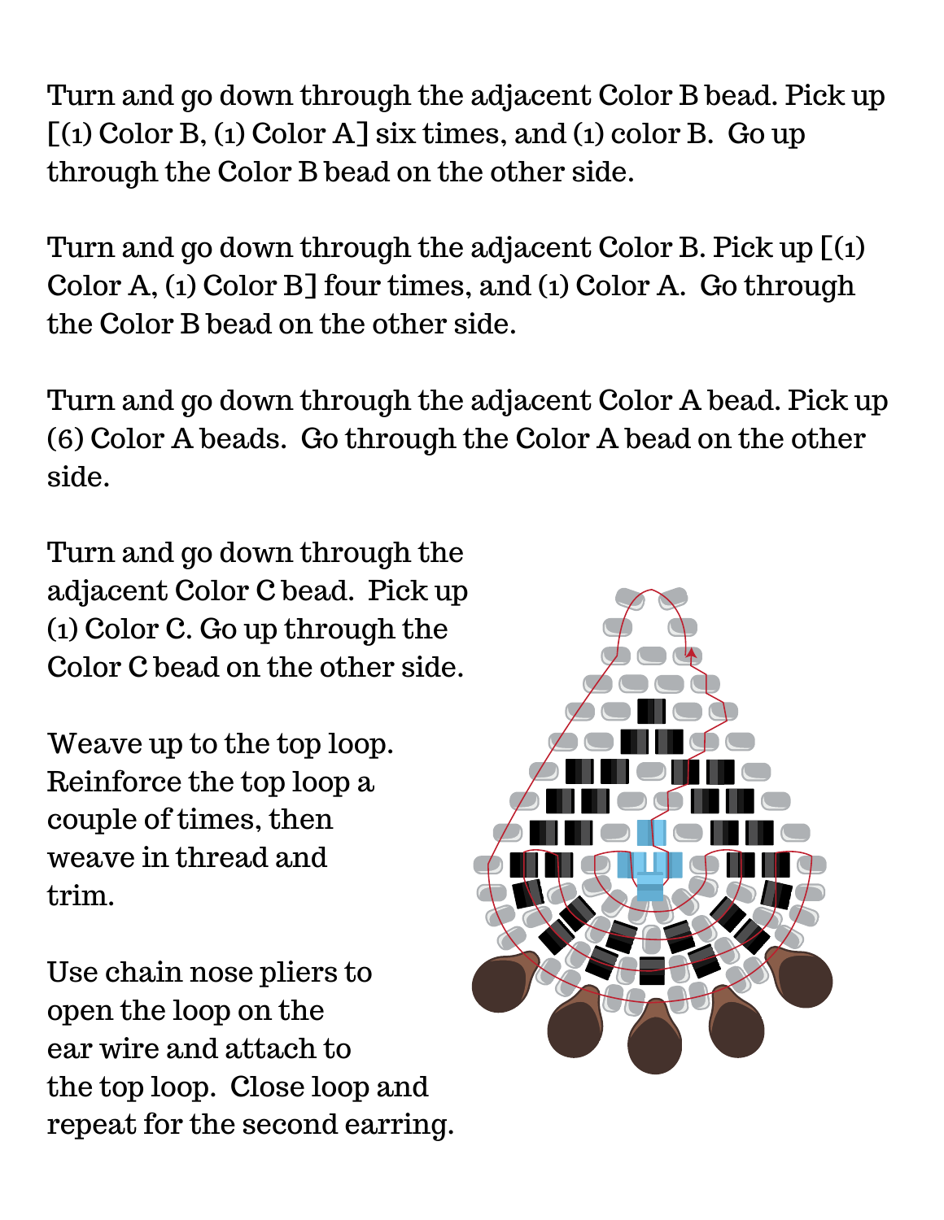Turn and go down through the adjacent Color B bead. Pick up [(1) Color B, (1) Color A] six times, and (1) color B. Go up through the Color B bead on the other side.

Turn and go down through the adjacent Color B. Pick up [(1) Color A, (1) Color B] four times, and (1) Color A. Go through the Color B bead on the other side.

Turn and go down through the adjacent Color A bead. Pick up (6) Color A beads. Go through the Color A bead on the other side.

Turn and go down through the adjacent Color C bead. Pick up (1) Color C. Go up through the Color C bead on the other side.

Weave up to the top loop. Reinforce the top loop a couple of times, then weave in thread and trim.

Use chain nose pliers to open the loop on the ear wire and attach to the top loop. Close loop and repeat for the second earring.